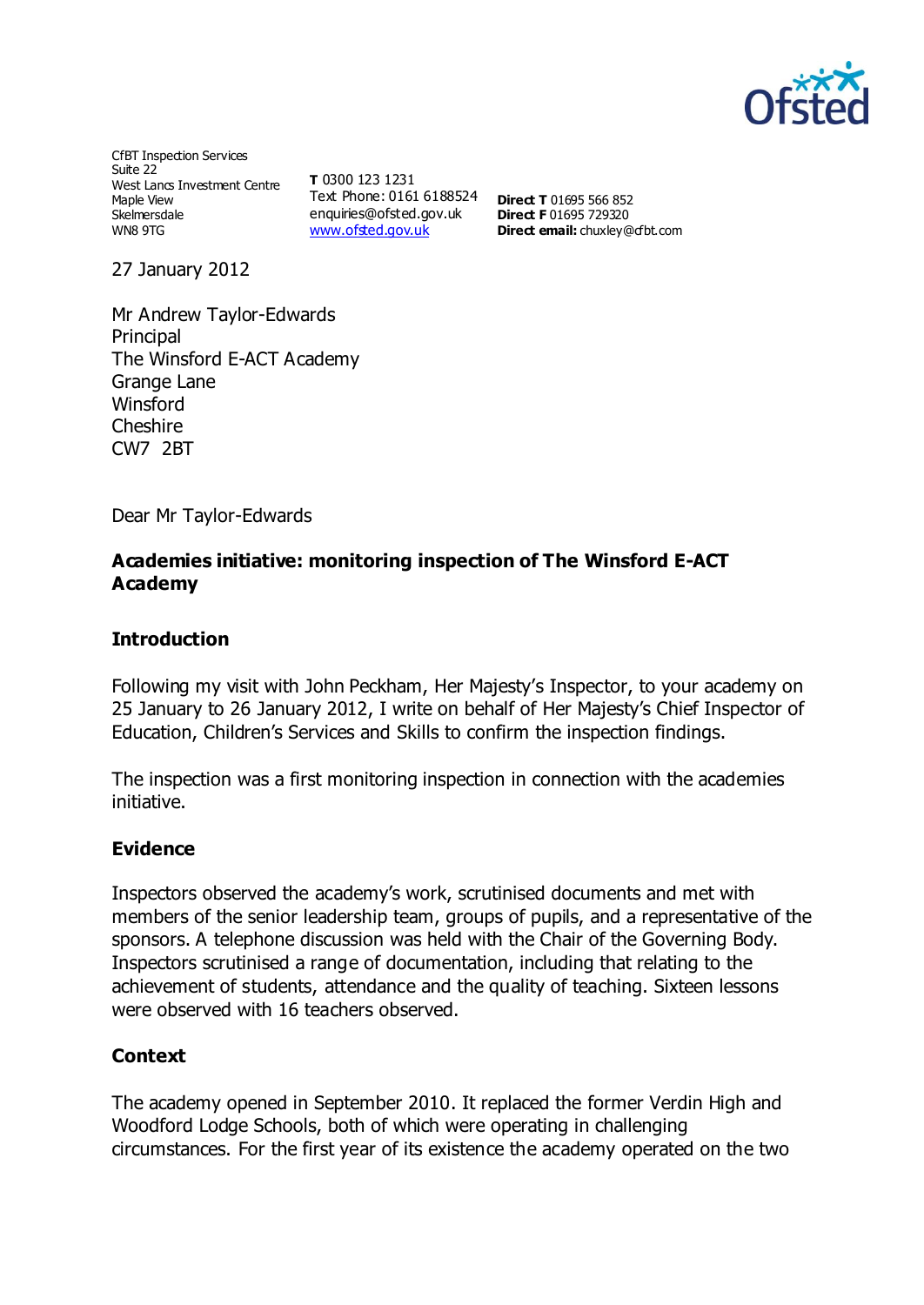CfBT Inspection Services
Suite 22
West Lancs Investment Centre
Maple View
Skelmersdale
WN8 9TG

**T** 0300 123 1231
Text Phone: 0161 6188524
enquiries@ofsted.gov.uk
www.ofsted.gov.uk

**Direct T** 01695 566 852
**Direct F** 01695 729320
**Direct email:** chuxley@cfbt.com

27 January 2012

Mr Andrew Taylor-Edwards
Principal
The Winsford E-ACT Academy
Grange Lane
Winsford
Cheshire
CW7 2BT

Dear Mr Taylor-Edwards

**Academies initiative: monitoring inspection of The Winsford E-ACT Academy**

## Introduction

Following my visit with John Peckham, Her Majesty's Inspector, to your academy on 25 January to 26 January 2012, I write on behalf of Her Majesty's Chief Inspector of Education, Children's Services and Skills to confirm the inspection findings.

The inspection was a first monitoring inspection in connection with the academies initiative.

## Evidence

Inspectors observed the academy's work, scrutinised documents and met with members of the senior leadership team, groups of pupils, and a representative of the sponsors. A telephone discussion was held with the Chair of the Governing Body. Inspectors scrutinised a range of documentation, including that relating to the achievement of students, attendance and the quality of teaching. Sixteen lessons were observed with 16 teachers observed.

## Context

The academy opened in September 2010. It replaced the former Verdin High and Woodford Lodge Schools, both of which were operating in challenging circumstances. For the first year of its existence the academy operated on the two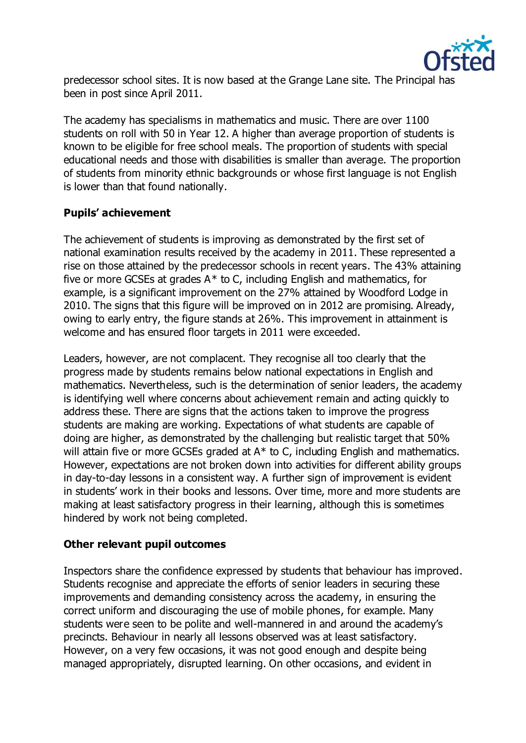predecessor school sites. It is now based at the Grange Lane site. The Principal has been in post since April 2011.

The academy has specialisms in mathematics and music. There are over 1100 students on roll with 50 in Year 12. A higher than average proportion of students is known to be eligible for free school meals. The proportion of students with special educational needs and those with disabilities is smaller than average. The proportion of students from minority ethnic backgrounds or whose first language is not English is lower than that found nationally.

## Pupils' achievement

The achievement of students is improving as demonstrated by the first set of national examination results received by the academy in 2011. These represented a rise on those attained by the predecessor schools in recent years. The 43% attaining five or more GCSEs at grades A* to C, including English and mathematics, for example, is a significant improvement on the 27% attained by Woodford Lodge in 2010. The signs that this figure will be improved on in 2012 are promising. Already, owing to early entry, the figure stands at 26%. This improvement in attainment is welcome and has ensured floor targets in 2011 were exceeded.

Leaders, however, are not complacent. They recognise all too clearly that the progress made by students remains below national expectations in English and mathematics. Nevertheless, such is the determination of senior leaders, the academy is identifying well where concerns about achievement remain and acting quickly to address these. There are signs that the actions taken to improve the progress students are making are working. Expectations of what students are capable of doing are higher, as demonstrated by the challenging but realistic target that 50% will attain five or more GCSEs graded at A* to C, including English and mathematics. However, expectations are not broken down into activities for different ability groups in day-to-day lessons in a consistent way. A further sign of improvement is evident in students' work in their books and lessons. Over time, more and more students are making at least satisfactory progress in their learning, although this is sometimes hindered by work not being completed.

## Other relevant pupil outcomes

Inspectors share the confidence expressed by students that behaviour has improved. Students recognise and appreciate the efforts of senior leaders in securing these improvements and demanding consistency across the academy, in ensuring the correct uniform and discouraging the use of mobile phones, for example. Many students were seen to be polite and well-mannered in and around the academy's precincts. Behaviour in nearly all lessons observed was at least satisfactory. However, on a very few occasions, it was not good enough and despite being managed appropriately, disrupted learning. On other occasions, and evident in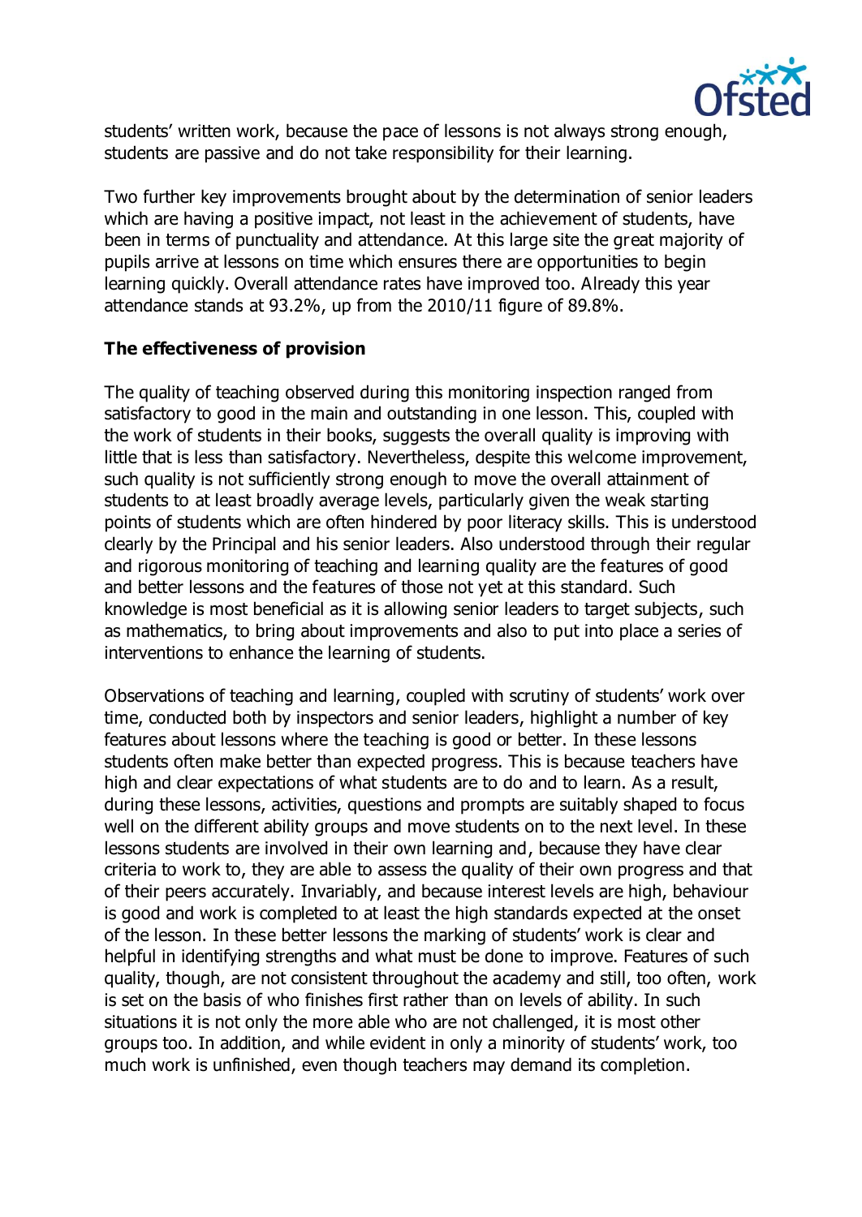students' written work, because the pace of lessons is not always strong enough, students are passive and do not take responsibility for their learning.

Two further key improvements brought about by the determination of senior leaders which are having a positive impact, not least in the achievement of students, have been in terms of punctuality and attendance. At this large site the great majority of pupils arrive at lessons on time which ensures there are opportunities to begin learning quickly. Overall attendance rates have improved too. Already this year attendance stands at 93.2%, up from the 2010/11 figure of 89.8%.

**The effectiveness of provision**

The quality of teaching observed during this monitoring inspection ranged from satisfactory to good in the main and outstanding in one lesson. This, coupled with the work of students in their books, suggests the overall quality is improving with little that is less than satisfactory. Nevertheless, despite this welcome improvement, such quality is not sufficiently strong enough to move the overall attainment of students to at least broadly average levels, particularly given the weak starting points of students which are often hindered by poor literacy skills. This is understood clearly by the Principal and his senior leaders. Also understood through their regular and rigorous monitoring of teaching and learning quality are the features of good and better lessons and the features of those not yet at this standard. Such knowledge is most beneficial as it is allowing senior leaders to target subjects, such as mathematics, to bring about improvements and also to put into place a series of interventions to enhance the learning of students.

Observations of teaching and learning, coupled with scrutiny of students' work over time, conducted both by inspectors and senior leaders, highlight a number of key features about lessons where the teaching is good or better. In these lessons students often make better than expected progress. This is because teachers have high and clear expectations of what students are to do and to learn. As a result, during these lessons, activities, questions and prompts are suitably shaped to focus well on the different ability groups and move students on to the next level. In these lessons students are involved in their own learning and, because they have clear criteria to work to, they are able to assess the quality of their own progress and that of their peers accurately. Invariably, and because interest levels are high, behaviour is good and work is completed to at least the high standards expected at the onset of the lesson. In these better lessons the marking of students' work is clear and helpful in identifying strengths and what must be done to improve. Features of such quality, though, are not consistent throughout the academy and still, too often, work is set on the basis of who finishes first rather than on levels of ability. In such situations it is not only the more able who are not challenged, it is most other groups too. In addition, and while evident in only a minority of students' work, too much work is unfinished, even though teachers may demand its completion.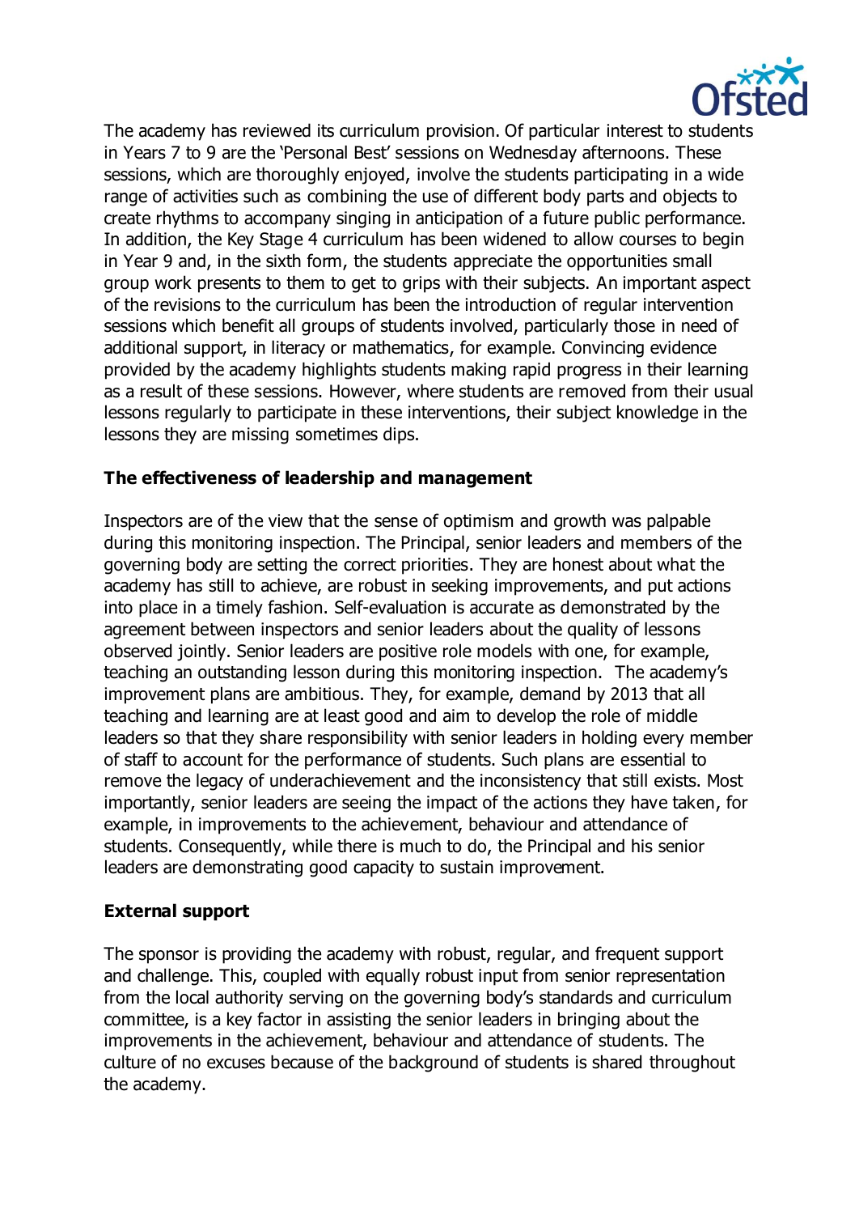The academy has reviewed its curriculum provision. Of particular interest to students in Years 7 to 9 are the 'Personal Best' sessions on Wednesday afternoons. These sessions, which are thoroughly enjoyed, involve the students participating in a wide range of activities such as combining the use of different body parts and objects to create rhythms to accompany singing in anticipation of a future public performance. In addition, the Key Stage 4 curriculum has been widened to allow courses to begin in Year 9 and, in the sixth form, the students appreciate the opportunities small group work presents to them to get to grips with their subjects. An important aspect of the revisions to the curriculum has been the introduction of regular intervention sessions which benefit all groups of students involved, particularly those in need of additional support, in literacy or mathematics, for example. Convincing evidence provided by the academy highlights students making rapid progress in their learning as a result of these sessions. However, where students are removed from their usual lessons regularly to participate in these interventions, their subject knowledge in the lessons they are missing sometimes dips.

### The effectiveness of leadership and management

Inspectors are of the view that the sense of optimism and growth was palpable during this monitoring inspection. The Principal, senior leaders and members of the governing body are setting the correct priorities. They are honest about what the academy has still to achieve, are robust in seeking improvements, and put actions into place in a timely fashion. Self-evaluation is accurate as demonstrated by the agreement between inspectors and senior leaders about the quality of lessons observed jointly. Senior leaders are positive role models with one, for example, teaching an outstanding lesson during this monitoring inspection. The academy's improvement plans are ambitious. They, for example, demand by 2013 that all teaching and learning are at least good and aim to develop the role of middle leaders so that they share responsibility with senior leaders in holding every member of staff to account for the performance of students. Such plans are essential to remove the legacy of underachievement and the inconsistency that still exists. Most importantly, senior leaders are seeing the impact of the actions they have taken, for example, in improvements to the achievement, behaviour and attendance of students. Consequently, while there is much to do, the Principal and his senior leaders are demonstrating good capacity to sustain improvement.

### External support

The sponsor is providing the academy with robust, regular, and frequent support and challenge. This, coupled with equally robust input from senior representation from the local authority serving on the governing body's standards and curriculum committee, is a key factor in assisting the senior leaders in bringing about the improvements in the achievement, behaviour and attendance of students. The culture of no excuses because of the background of students is shared throughout the academy.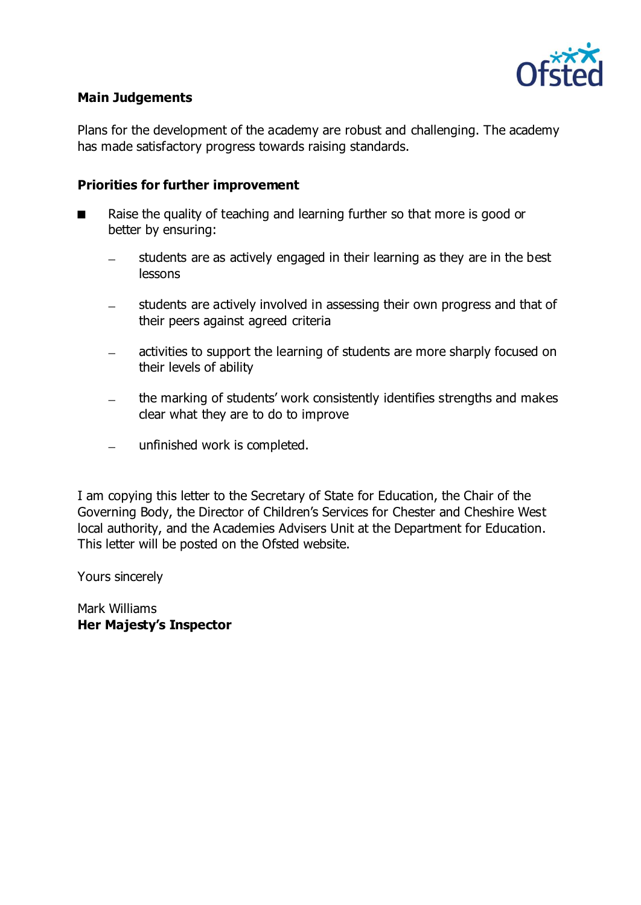## Main Judgements

Plans for the development of the academy are robust and challenging. The academy has made satisfactory progress towards raising standards.

## Priorities for further improvement

- Raise the quality of teaching and learning further so that more is good or better by ensuring:
  - students are as actively engaged in their learning as they are in the best lessons
  - students are actively involved in assessing their own progress and that of their peers against agreed criteria
  - activities to support the learning of students are more sharply focused on their levels of ability
  - the marking of students' work consistently identifies strengths and makes clear what they are to do to improve
  - unfinished work is completed.

I am copying this letter to the Secretary of State for Education, the Chair of the Governing Body, the Director of Children's Services for Chester and Cheshire West local authority, and the Academies Advisers Unit at the Department for Education. This letter will be posted on the Ofsted website.

Yours sincerely

Mark Williams
**Her Majesty's Inspector**